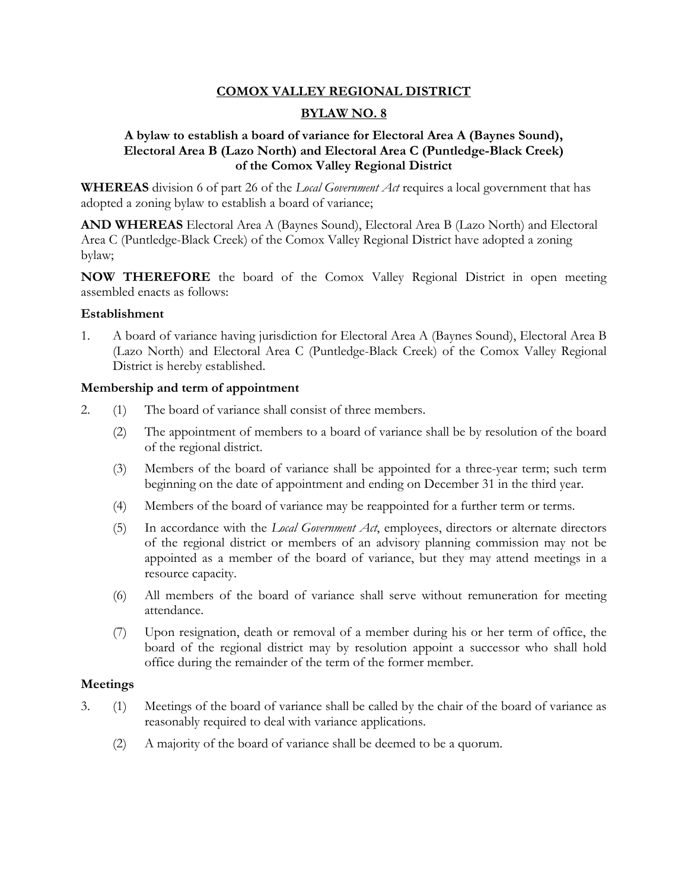# COMOX VALLEY REGIONAL DISTRICT

## BYLAW NO. 8

### A bylaw to establish a board of variance for Electoral Area A (Baynes Sound), Electoral Area B (Lazo North) and Electoral Area C (Puntledge-Black Creek) of the Comox Valley Regional District

**WHEREAS** division 6 of part 26 of the *Local Government Act* requires a local government that has adopted a zoning bylaw to establish a board of variance;

**AND WHEREAS** Electoral Area A (Baynes Sound), Electoral Area B (Lazo North) and Electoral Area C (Puntledge-Black Creek) of the Comox Valley Regional District have adopted a zoning bylaw;

**NOW THEREFORE** the board of the Comox Valley Regional District in open meeting assembled enacts as follows:

**Establishment**

1. A board of variance having jurisdiction for Electoral Area A (Baynes Sound), Electoral Area B (Lazo North) and Electoral Area C (Puntledge-Black Creek) of the Comox Valley Regional District is hereby established.

**Membership and term of appointment**

2. (1) The board of variance shall consist of three members.

   (2) The appointment of members to a board of variance shall be by resolution of the board of the regional district.

   (3) Members of the board of variance shall be appointed for a three-year term; such term beginning on the date of appointment and ending on December 31 in the third year.

   (4) Members of the board of variance may be reappointed for a further term or terms.

   (5) In accordance with the *Local Government Act*, employees, directors or alternate directors of the regional district or members of an advisory planning commission may not be appointed as a member of the board of variance, but they may attend meetings in a resource capacity.

   (6) All members of the board of variance shall serve without remuneration for meeting attendance.

   (7) Upon resignation, death or removal of a member during his or her term of office, the board of the regional district may by resolution appoint a successor who shall hold office during the remainder of the term of the former member.

**Meetings**

3. (1) Meetings of the board of variance shall be called by the chair of the board of variance as reasonably required to deal with variance applications.

   (2) A majority of the board of variance shall be deemed to be a quorum.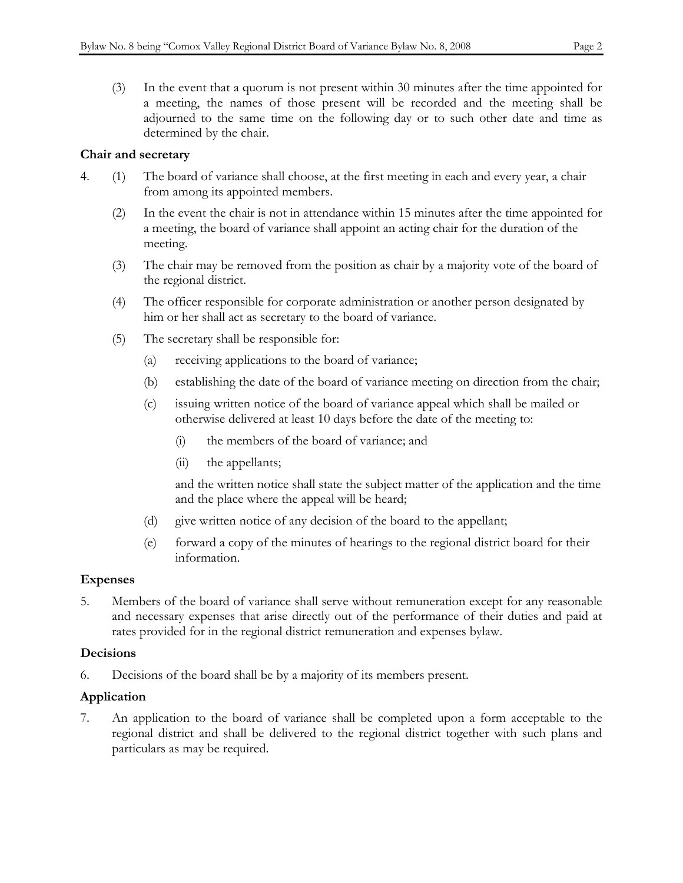(3) In the event that a quorum is not present within 30 minutes after the time appointed for a meeting, the names of those present will be recorded and the meeting shall be adjourned to the same time on the following day or to such other date and time as determined by the chair.

**Chair and secretary**

4. (1) The board of variance shall choose, at the first meeting in each and every year, a chair from among its appointed members.

   (2) In the event the chair is not in attendance within 15 minutes after the time appointed for a meeting, the board of variance shall appoint an acting chair for the duration of the meeting.

   (3) The chair may be removed from the position as chair by a majority vote of the board of the regional district.

   (4) The officer responsible for corporate administration or another person designated by him or her shall act as secretary to the board of variance.

   (5) The secretary shall be responsible for:

   (a) receiving applications to the board of variance;

   (b) establishing the date of the board of variance meeting on direction from the chair;

   (c) issuing written notice of the board of variance appeal which shall be mailed or otherwise delivered at least 10 days before the date of the meeting to:

      (i) the members of the board of variance; and

      (ii) the appellants;

   and the written notice shall state the subject matter of the application and the time and the place where the appeal will be heard;

   (d) give written notice of any decision of the board to the appellant;

   (e) forward a copy of the minutes of hearings to the regional district board for their information.

**Expenses**

5. Members of the board of variance shall serve without remuneration except for any reasonable and necessary expenses that arise directly out of the performance of their duties and paid at rates provided for in the regional district remuneration and expenses bylaw.

**Decisions**

6. Decisions of the board shall be by a majority of its members present.

**Application**

7. An application to the board of variance shall be completed upon a form acceptable to the regional district and shall be delivered to the regional district together with such plans and particulars as may be required.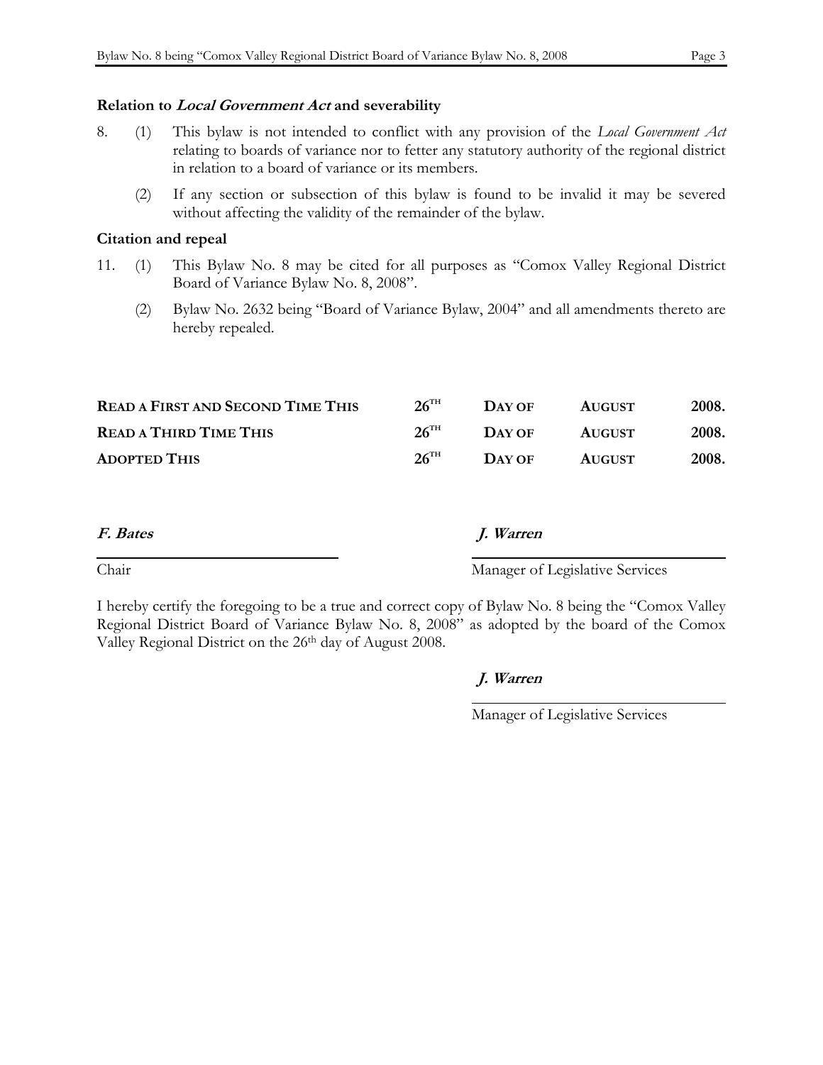**Relation to *Local Government Act* and severability**

8. (1) This bylaw is not intended to conflict with any provision of the *Local Government Act* relating to boards of variance nor to fetter any statutory authority of the regional district in relation to a board of variance or its members.

   (2) If any section or subsection of this bylaw is found to be invalid it may be severed without affecting the validity of the remainder of the bylaw.

**Citation and repeal**

11. (1) This Bylaw No. 8 may be cited for all purposes as "Comox Valley Regional District Board of Variance Bylaw No. 8, 2008".

    (2) Bylaw No. 2632 being "Board of Variance Bylaw, 2004" and all amendments thereto are hereby repealed.

| | | | | |
|---|---|---|---|---|
| **READ A FIRST AND SECOND TIME THIS** | **26TH** | **DAY OF** | **AUGUST** | **2008.** |
| **READ A THIRD TIME THIS** | **26TH** | **DAY OF** | **AUGUST** | **2008.** |
| **ADOPTED THIS** | **26TH** | **DAY OF** | **AUGUST** | **2008.** |

***F. Bates***
Chair

***J. Warren***
Manager of Legislative Services

I hereby certify the foregoing to be a true and correct copy of Bylaw No. 8 being the "Comox Valley Regional District Board of Variance Bylaw No. 8, 2008" as adopted by the board of the Comox Valley Regional District on the 26th day of August 2008.

***J. Warren***
Manager of Legislative Services